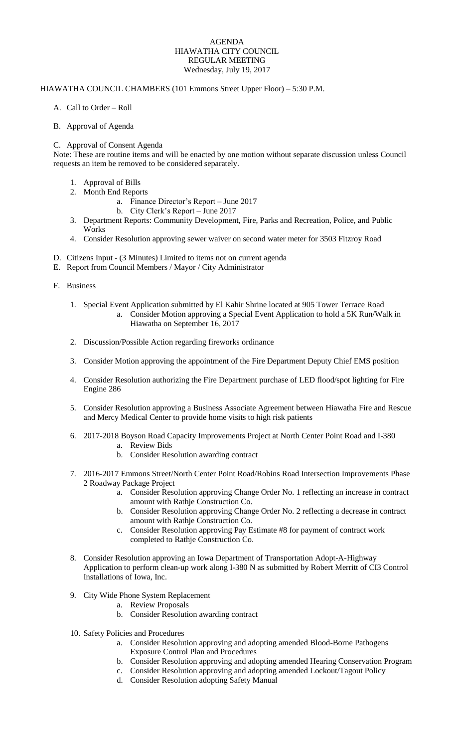# AGENDA
# HIAWATHA CITY COUNCIL
# REGULAR MEETING
Wednesday, July 19, 2017

HIAWATHA COUNCIL CHAMBERS (101 Emmons Street Upper Floor) – 5:30 P.M.

A. Call to Order – Roll

B. Approval of Agenda

C. Approval of Consent Agenda

Note: These are routine items and will be enacted by one motion without separate discussion unless Council requests an item be removed to be considered separately.

1. Approval of Bills
2. Month End Reports
    a. Finance Director's Report – June 2017
    b. City Clerk's Report – June 2017
3. Department Reports: Community Development, Fire, Parks and Recreation, Police, and Public Works
4. Consider Resolution approving sewer waiver on second water meter for 3503 Fitzroy Road

D. Citizens Input - (3 Minutes) Limited to items not on current agenda

E. Report from Council Members / Mayor / City Administrator

F. Business

1. Special Event Application submitted by El Kahir Shrine located at 905 Tower Terrace Road
    a. Consider Motion approving a Special Event Application to hold a 5K Run/Walk in Hiawatha on September 16, 2017

2. Discussion/Possible Action regarding fireworks ordinance

3. Consider Motion approving the appointment of the Fire Department Deputy Chief EMS position

4. Consider Resolution authorizing the Fire Department purchase of LED flood/spot lighting for Fire Engine 286

5. Consider Resolution approving a Business Associate Agreement between Hiawatha Fire and Rescue and Mercy Medical Center to provide home visits to high risk patients

6. 2017-2018 Boyson Road Capacity Improvements Project at North Center Point Road and I-380
    a. Review Bids
    b. Consider Resolution awarding contract

7. 2016-2017 Emmons Street/North Center Point Road/Robins Road Intersection Improvements Phase 2 Roadway Package Project
    a. Consider Resolution approving Change Order No. 1 reflecting an increase in contract amount with Rathje Construction Co.
    b. Consider Resolution approving Change Order No. 2 reflecting a decrease in contract amount with Rathje Construction Co.
    c. Consider Resolution approving Pay Estimate #8 for payment of contract work completed to Rathje Construction Co.

8. Consider Resolution approving an Iowa Department of Transportation Adopt-A-Highway Application to perform clean-up work along I-380 N as submitted by Robert Merritt of CI3 Control Installations of Iowa, Inc.

9. City Wide Phone System Replacement
    a. Review Proposals
    b. Consider Resolution awarding contract

10. Safety Policies and Procedures
    a. Consider Resolution approving and adopting amended Blood-Borne Pathogens Exposure Control Plan and Procedures
    b. Consider Resolution approving and adopting amended Hearing Conservation Program
    c. Consider Resolution approving and adopting amended Lockout/Tagout Policy
    d. Consider Resolution adopting Safety Manual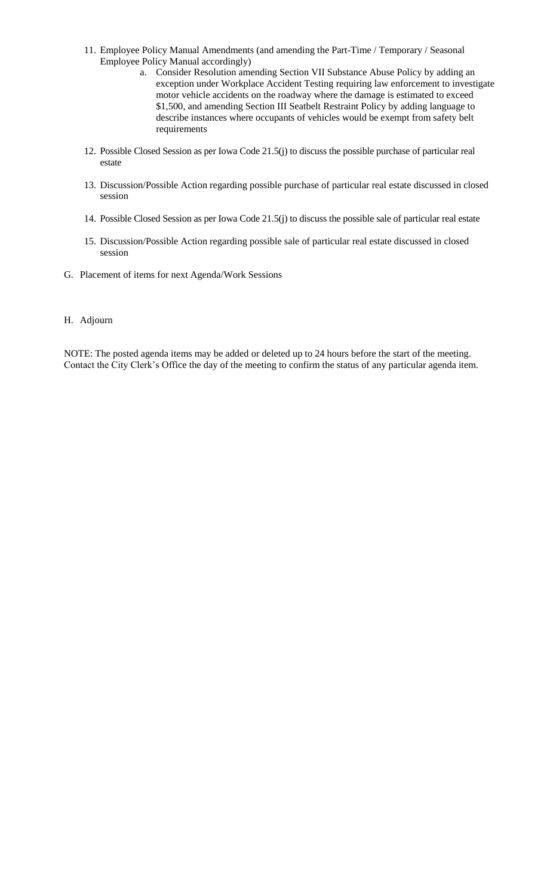11. Employee Policy Manual Amendments (and amending the Part-Time / Temporary / Seasonal Employee Policy Manual accordingly)
    a. Consider Resolution amending Section VII Substance Abuse Policy by adding an exception under Workplace Accident Testing requiring law enforcement to investigate motor vehicle accidents on the roadway where the damage is estimated to exceed $1,500, and amending Section III Seatbelt Restraint Policy by adding language to describe instances where occupants of vehicles would be exempt from safety belt requirements

12. Possible Closed Session as per Iowa Code 21.5(j) to discuss the possible purchase of particular real estate

13. Discussion/Possible Action regarding possible purchase of particular real estate discussed in closed session

14. Possible Closed Session as per Iowa Code 21.5(j) to discuss the possible sale of particular real estate

15. Discussion/Possible Action regarding possible sale of particular real estate discussed in closed session

G. Placement of items for next Agenda/Work Sessions

H. Adjourn

NOTE: The posted agenda items may be added or deleted up to 24 hours before the start of the meeting. Contact the City Clerk's Office the day of the meeting to confirm the status of any particular agenda item.